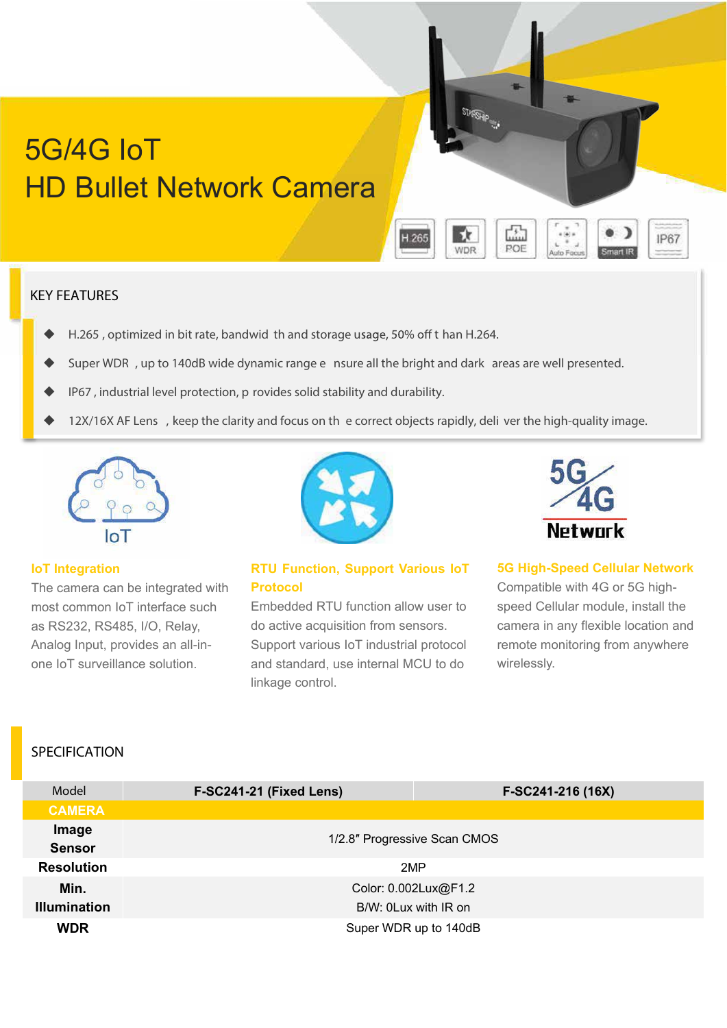# 5G/4G IoT
# HD Bullet Network Camera

H.265 | WDR | POE | Auto Focus | Smart IR | IP67

## KEY FEATURES

- H.265 , optimized in bit rate, bandwid th and storage usage, 50% off t han H.264.
- Super WDR , up to 140dB wide dynamic range e nsure all the bright and dark areas are well presented.
- IP67 , industrial level protection, p rovides solid stability and durability.
- 12X/16X AF Lens , keep the clarity and focus on th e correct objects rapidly, deli ver the high-quality image.

### IoT Integration

The camera can be integrated with most common IoT interface such as RS232, RS485, I/O, Relay, Analog Input, provides an all-in-one IoT surveillance solution.

### RTU Function, Support Various IoT Protocol

Embedded RTU function allow user to do active acquisition from sensors. Support various IoT industrial protocol and standard, use internal MCU to do linkage control.

### 5G High-Speed Cellular Network

Compatible with 4G or 5G high-speed Cellular module, install the camera in any flexible location and remote monitoring from anywhere wirelessly.

## SPECIFICATION

| Model | F-SC241-21 (Fixed Lens) | F-SC241-216 (16X) |
|---|---|---|
| **CAMERA** | | |
| **Image Sensor** | 1/2.8″ Progressive Scan CMOS | |
| **Resolution** | 2MP | |
| **Min. Illumination** | Color: 0.002Lux@F1.2<br>B/W: 0Lux with IR on | |
| **WDR** | Super WDR up to 140dB | |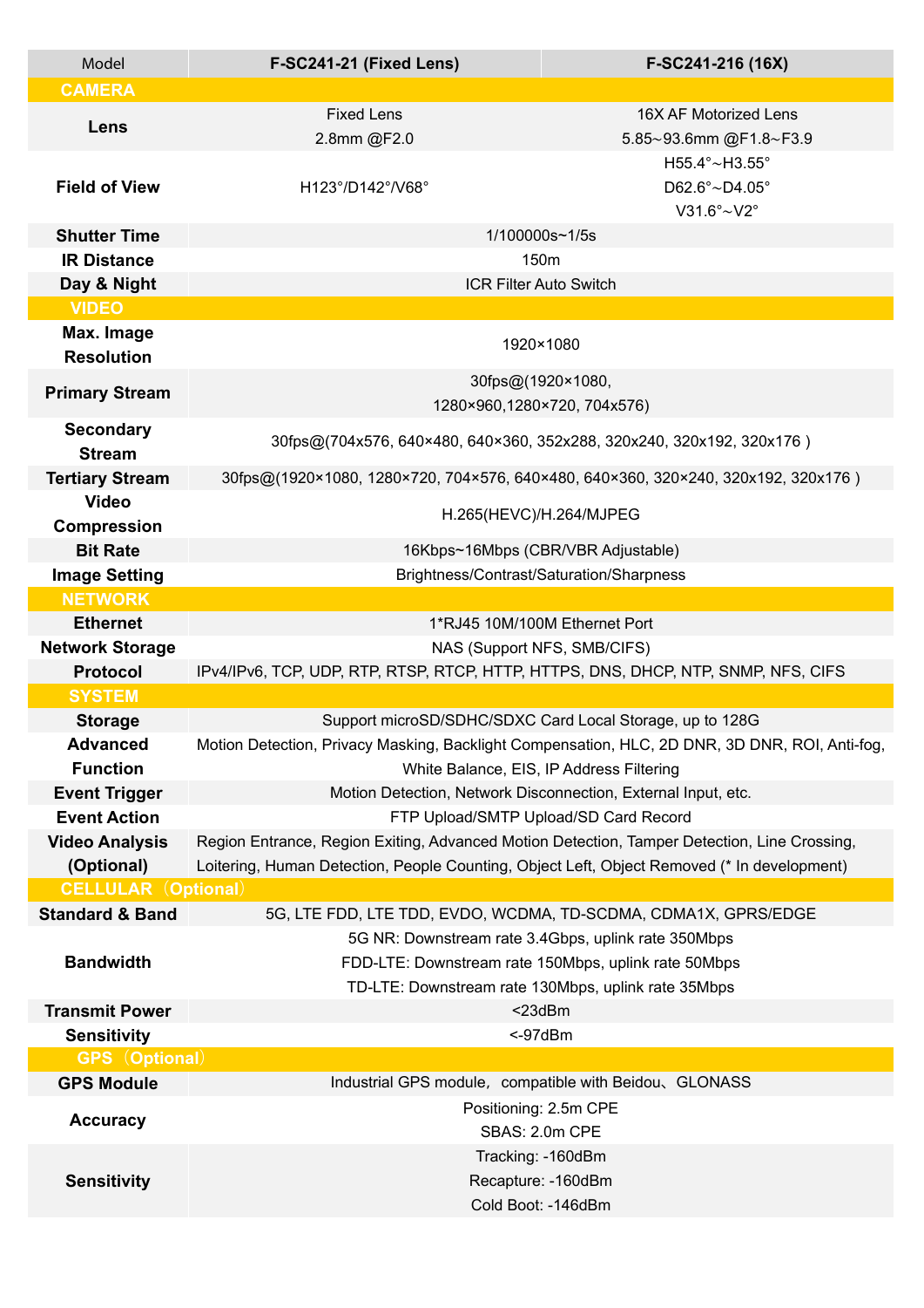| Model | F-SC241-21 (Fixed Lens) | F-SC241-216 (16X) |
| --- | --- | --- |
| **CAMERA** | | |
| **Lens** | Fixed Lens 2.8mm @F2.0 | 16X AF Motorized Lens 5.85~93.6mm @F1.8~F3.9 |
| **Field of View** | H123°/D142°/V68° | H55.4°~H3.55° D62.6°~D4.05° V31.6°~V2° |
| **Shutter Time** | 1/100000s~1/5s | |
| **IR Distance** | 150m | |
| **Day & Night** | ICR Filter Auto Switch | |
| **VIDEO** | | |
| **Max. Image Resolution** | 1920×1080 | |
| **Primary Stream** | 30fps@(1920×1080, 1280×960,1280×720, 704x576) | |
| **Secondary Stream** | 30fps@(704x576, 640×480, 640×360, 352x288, 320x240, 320x192, 320x176 ) | |
| **Tertiary Stream** | 30fps@(1920×1080, 1280×720, 704×576, 640×480, 640×360, 320×240, 320x192, 320x176 ) | |
| **Video Compression** | H.265(HEVC)/H.264/MJPEG | |
| **Bit Rate** | 16Kbps~16Mbps (CBR/VBR Adjustable) | |
| **Image Setting** | Brightness/Contrast/Saturation/Sharpness | |
| **NETWORK** | | |
| **Ethernet** | 1*RJ45 10M/100M Ethernet Port | |
| **Network Storage** | NAS (Support NFS, SMB/CIFS) | |
| **Protocol** | IPv4/IPv6, TCP, UDP, RTP, RTSP, RTCP, HTTP, HTTPS, DNS, DHCP, NTP, SNMP, NFS, CIFS | |
| **SYSTEM** | | |
| **Storage** | Support microSD/SDHC/SDXC Card Local Storage, up to 128G | |
| **Advanced Function** | Motion Detection, Privacy Masking, Backlight Compensation, HLC, 2D DNR, 3D DNR, ROI, Anti-fog, White Balance, EIS, IP Address Filtering | |
| **Event Trigger** | Motion Detection, Network Disconnection, External Input, etc. | |
| **Event Action** | FTP Upload/SMTP Upload/SD Card Record | |
| **Video Analysis (Optional)** | Region Entrance, Region Exiting, Advanced Motion Detection, Tamper Detection, Line Crossing, Loitering, Human Detection, People Counting, Object Left, Object Removed (* In development) | |
| **CELLULAR（Optional）** | | |
| **Standard & Band** | 5G, LTE FDD, LTE TDD, EVDO, WCDMA, TD-SCDMA, CDMA1X, GPRS/EDGE | |
| **Bandwidth** | 5G NR: Downstream rate 3.4Gbps, uplink rate 350Mbps FDD-LTE: Downstream rate 150Mbps, uplink rate 50Mbps TD-LTE: Downstream rate 130Mbps, uplink rate 35Mbps | |
| **Transmit Power** | <23dBm | |
| **Sensitivity** | <-97dBm | |
| **GPS（Optional）** | | |
| **GPS Module** | Industrial GPS module，compatible with Beidou、GLONASS | |
| **Accuracy** | Positioning: 2.5m CPE SBAS: 2.0m CPE | |
| **Sensitivity** | Tracking: -160dBm Recapture: -160dBm Cold Boot: -146dBm | |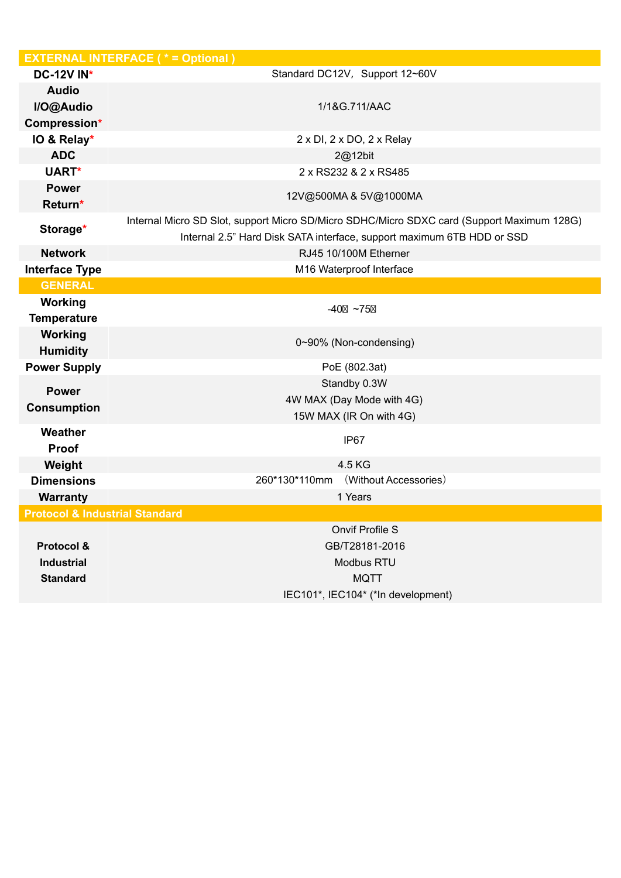| EXTERNAL INTERFACE ( * = Optional ) | |
|---|---|
| **DC-12V IN*** | Standard DC12V，Support 12~60V |
| **Audio I/O@Audio Compression*** | 1/1&G.711/AAC |
| **IO & Relay*** | 2 x DI, 2 x DO, 2 x Relay |
| **ADC** | 2@12bit |
| **UART*** | 2 x RS232 & 2 x RS485 |
| **Power Return*** | 12V@500MA & 5V@1000MA |
| **Storage*** | Internal Micro SD Slot, support Micro SD/Micro SDHC/Micro SDXC card (Support Maximum 128G)<br>Internal 2.5” Hard Disk SATA interface, support maximum 6TB HDD or SSD |
| **Network** | RJ45 10/100M Etherner |
| **Interface Type** | M16 Waterproof Interface |
| **GENERAL** | |
| **Working Temperature** | -40℃ ~75℃ |
| **Working Humidity** | 0~90% (Non-condensing) |
| **Power Supply** | PoE (802.3at) |
| **Power Consumption** | Standby 0.3W<br>4W MAX (Day Mode with 4G)<br>15W MAX (IR On with 4G) |
| **Weather Proof** | IP67 |
| **Weight** | 4.5 KG |
| **Dimensions** | 260*130*110mm （Without Accessories） |
| **Warranty** | 1 Years |
| **Protocol & Industrial Standard** | |
| **Protocol & Industrial Standard** | Onvif Profile S<br>GB/T28181-2016<br>Modbus RTU<br>MQTT<br>IEC101*, IEC104* (*In development) |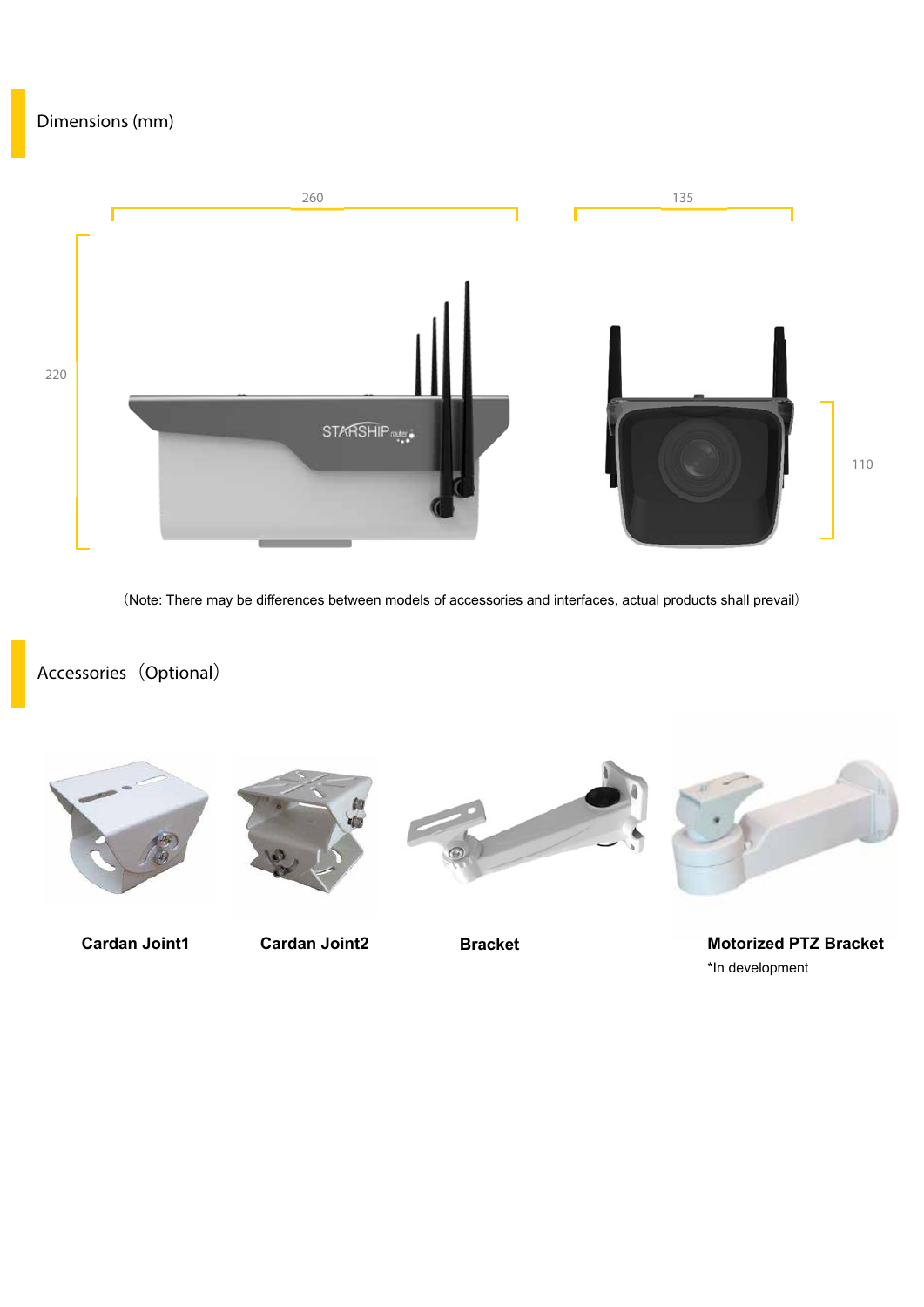## Dimensions (mm)

260

135

220

110

（Note: There may be differences between models of accessories and interfaces, actual products shall prevail）

## Accessories（Optional）

**Cardan Joint1**

**Cardan Joint2**

**Bracket**

**Motorized PTZ Bracket**

*In development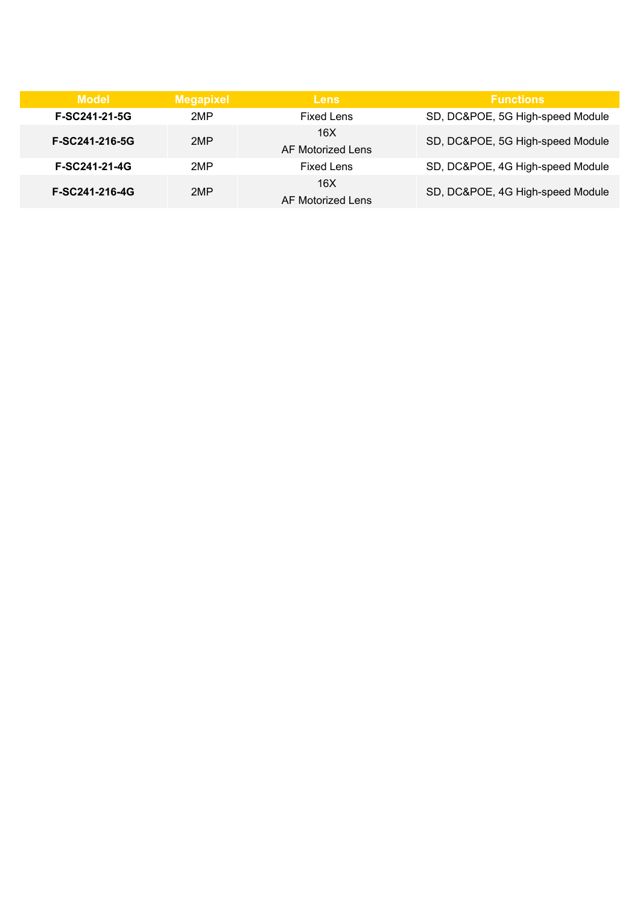| Model | Megapixel | Lens | Functions |
|---|---|---|---|
| **F-SC241-21-5G** | 2MP | Fixed Lens | SD, DC&POE, 5G High-speed Module |
| **F-SC241-216-5G** | 2MP | 16X AF Motorized Lens | SD, DC&POE, 5G High-speed Module |
| **F-SC241-21-4G** | 2MP | Fixed Lens | SD, DC&POE, 4G High-speed Module |
| **F-SC241-216-4G** | 2MP | 16X AF Motorized Lens | SD, DC&POE, 4G High-speed Module |